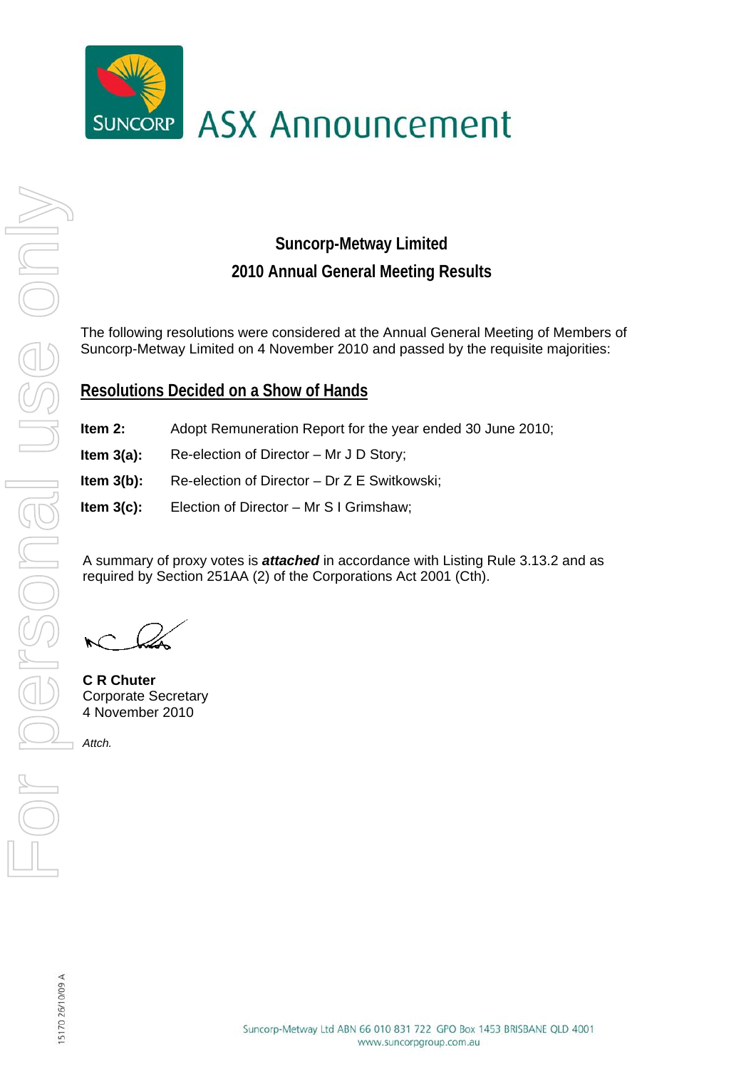# ASX Announcement

## Suncorp-Metway Limited
## 2010 Annual General Meeting Results

The following resolutions were considered at the Annual General Meeting of Members of Suncorp-Metway Limited on 4 November 2010 and passed by the requisite majorities:

### Resolutions Decided on a Show of Hands

**Item 2:** Adopt Remuneration Report for the year ended 30 June 2010;

**Item 3(a):** Re-election of Director – Mr J D Story;

**Item 3(b):** Re-election of Director – Dr Z E Switkowski;

**Item 3(c):** Election of Director – Mr S I Grimshaw;

A summary of proxy votes is ***attached*** in accordance with Listing Rule 3.13.2 and as required by Section 251AA (2) of the Corporations Act 2001 (Cth).

**C R Chuter**
Corporate Secretary
4 November 2010

*Attch.*

Suncorp-Metway Ltd ABN 66 010 831 722 GPO Box 1453 BRISBANE QLD 4001
www.suncorpgroup.com.au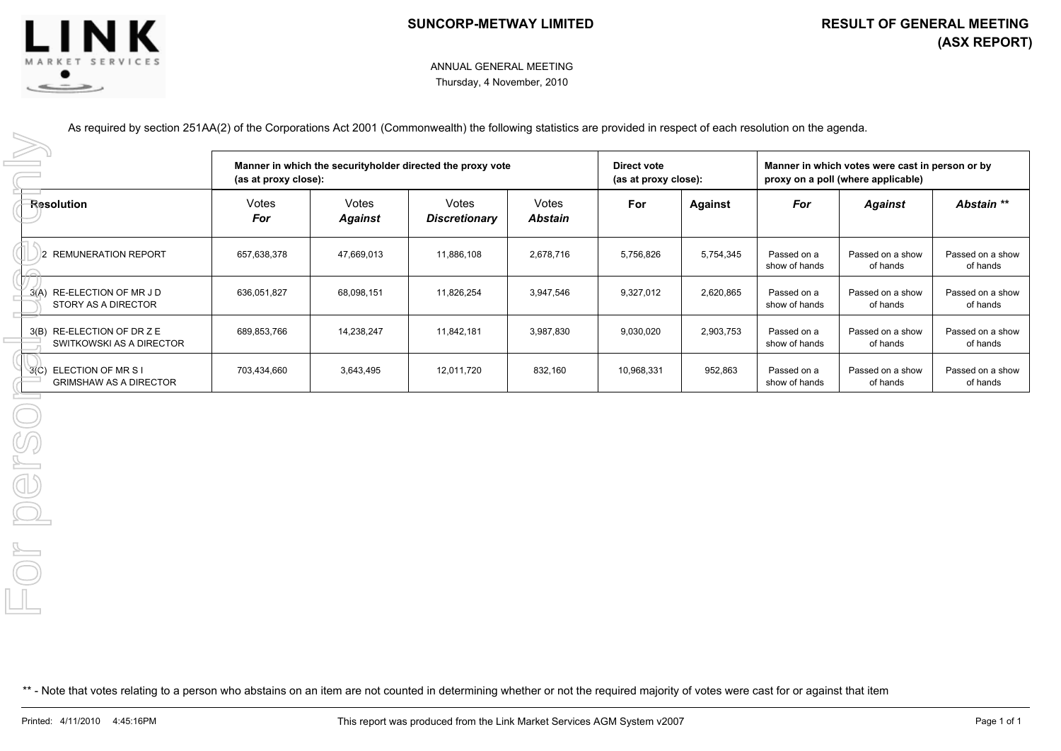**SUNCORP-METWAY LIMITED**

**RESULT OF GENERAL MEETING (ASX REPORT)**

ANNUAL GENERAL MEETING
Thursday, 4 November, 2010

As required by section 251AA(2) of the Corporations Act 2001 (Commonwealth) the following statistics are provided in respect of each resolution on the agenda.

| | **Manner in which the securityholder directed the proxy vote (as at proxy close):** | | | | **Direct vote (as at proxy close):** | | **Manner in which votes were cast in person or by proxy on a poll (where applicable)** | | |
|---|---|---|---|---|---|---|---|---|---|
| **Resolution** | Votes ***For*** | Votes ***Against*** | Votes ***Discretionary*** | Votes ***Abstain*** | **For** | **Against** | ***For*** | ***Against*** | ***Abstain \*\**** |
| 2 REMUNERATION REPORT | 657,638,378 | 47,669,013 | 11,886,108 | 2,678,716 | 5,756,826 | 5,754,345 | Passed on a show of hands | Passed on a show of hands | Passed on a show of hands |
| 3(A) RE-ELECTION OF MR J D STORY AS A DIRECTOR | 636,051,827 | 68,098,151 | 11,826,254 | 3,947,546 | 9,327,012 | 2,620,865 | Passed on a show of hands | Passed on a show of hands | Passed on a show of hands |
| 3(B) RE-ELECTION OF DR Z E SWITKOWSKI AS A DIRECTOR | 689,853,766 | 14,238,247 | 11,842,181 | 3,987,830 | 9,030,020 | 2,903,753 | Passed on a show of hands | Passed on a show of hands | Passed on a show of hands |
| 3(C) ELECTION OF MR S I GRIMSHAW AS A DIRECTOR | 703,434,660 | 3,643,495 | 12,011,720 | 832,160 | 10,968,331 | 952,863 | Passed on a show of hands | Passed on a show of hands | Passed on a show of hands |

** - Note that votes relating to a person who abstains on an item are not counted in determining whether or not the required majority of votes were cast for or against that item

Printed: 4/11/2010 4:45:16PM

This report was produced from the Link Market Services AGM System v2007